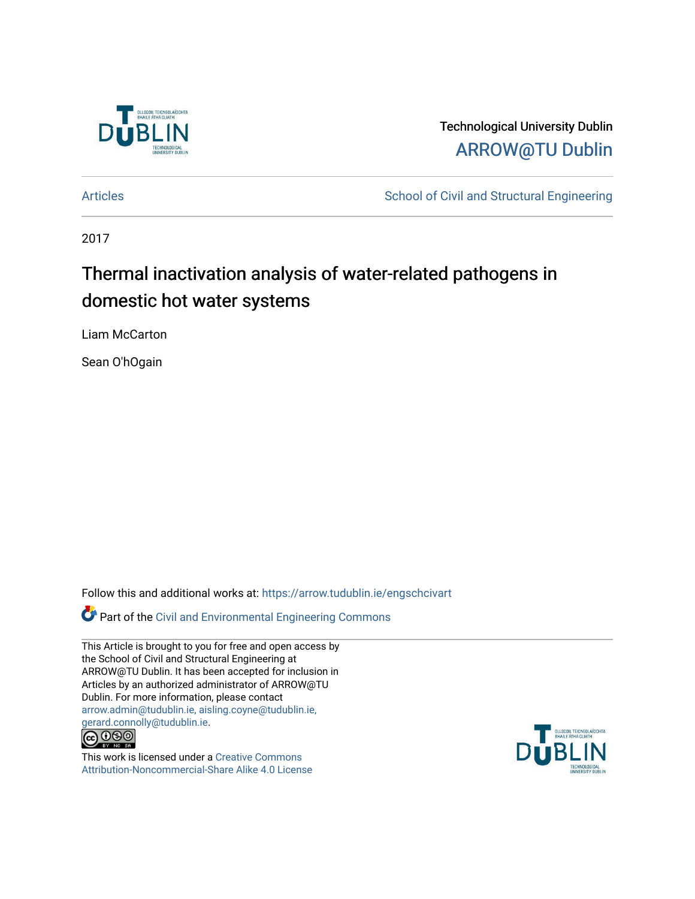Technological University Dublin

ARROW@TU Dublin

Articles | School of Civil and Structural Engineering

2017

# Thermal inactivation analysis of water-related pathogens in domestic hot water systems

Liam McCarton

Sean O'hOgain

Follow this and additional works at: https://arrow.tudublin.ie/engschcivart

Part of the Civil and Environmental Engineering Commons

This Article is brought to you for free and open access by the School of Civil and Structural Engineering at ARROW@TU Dublin. It has been accepted for inclusion in Articles by an authorized administrator of ARROW@TU Dublin. For more information, please contact arrow.admin@tudublin.ie, aisling.coyne@tudublin.ie, gerard.connolly@tudublin.ie.

This work is licensed under a Creative Commons Attribution-Noncommercial-Share Alike 4.0 License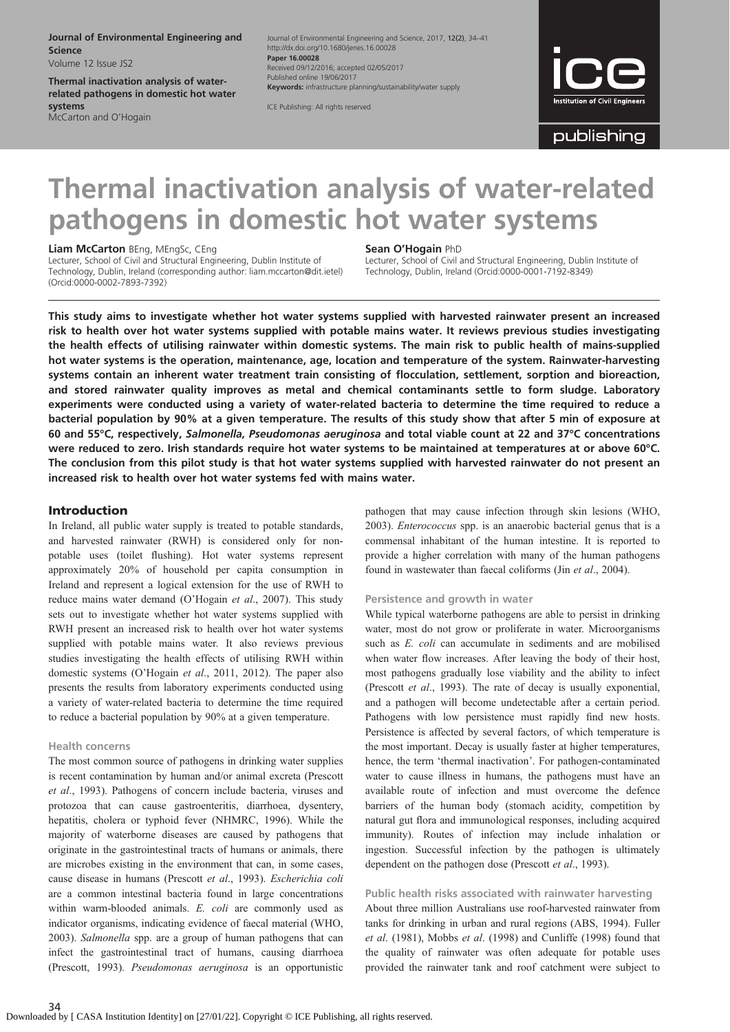# Thermal inactivation analysis of water-related pathogens in domestic hot water systems

**Liam McCarton** BEng, MEngSc, CEng
Lecturer, School of Civil and Structural Engineering, Dublin Institute of Technology, Dublin, Ireland (corresponding author: liam.mccarton@dit.ietel) (Orcid:0000-0002-7893-7392)

**Sean O'Hogain** PhD
Lecturer, School of Civil and Structural Engineering, Dublin Institute of Technology, Dublin, Ireland (Orcid:0000-0001-7192-8349)

**This study aims to investigate whether hot water systems supplied with harvested rainwater present an increased risk to health over hot water systems supplied with potable mains water. It reviews previous studies investigating the health effects of utilising rainwater within domestic systems. The main risk to public health of mains-supplied hot water systems is the operation, maintenance, age, location and temperature of the system. Rainwater-harvesting systems contain an inherent water treatment train consisting of flocculation, settlement, sorption and bioreaction, and stored rainwater quality improves as metal and chemical contaminants settle to form sludge. Laboratory experiments were conducted using a variety of water-related bacteria to determine the time required to reduce a bacterial population by 90% at a given temperature. The results of this study show that after 5 min of exposure at 60 and 55°C, respectively, *Salmonella, Pseudomonas aeruginosa* and total viable count at 22 and 37°C concentrations were reduced to zero. Irish standards require hot water systems to be maintained at temperatures at or above 60°C. The conclusion from this pilot study is that hot water systems supplied with harvested rainwater do not present an increased risk to health over hot water systems fed with mains water.**

## Introduction

In Ireland, all public water supply is treated to potable standards, and harvested rainwater (RWH) is considered only for non-potable uses (toilet flushing). Hot water systems represent approximately 20% of household per capita consumption in Ireland and represent a logical extension for the use of RWH to reduce mains water demand (O'Hogain *et al*., 2007). This study sets out to investigate whether hot water systems supplied with RWH present an increased risk to health over hot water systems supplied with potable mains water. It also reviews previous studies investigating the health effects of utilising RWH within domestic systems (O'Hogain *et al*., 2011, 2012). The paper also presents the results from laboratory experiments conducted using a variety of water-related bacteria to determine the time required to reduce a bacterial population by 90% at a given temperature.

### Health concerns

The most common source of pathogens in drinking water supplies is recent contamination by human and/or animal excreta (Prescott *et al*., 1993). Pathogens of concern include bacteria, viruses and protozoa that can cause gastroenteritis, diarrhoea, dysentery, hepatitis, cholera or typhoid fever (NHMRC, 1996). While the majority of waterborne diseases are caused by pathogens that originate in the gastrointestinal tracts of humans or animals, there are microbes existing in the environment that can, in some cases, cause disease in humans (Prescott *et al*., 1993). *Escherichia coli* are a common intestinal bacteria found in large concentrations within warm-blooded animals. *E. coli* are commonly used as indicator organisms, indicating evidence of faecal material (WHO, 2003). *Salmonella* spp. are a group of human pathogens that can infect the gastrointestinal tract of humans, causing diarrhoea (Prescott, 1993). *Pseudomonas aeruginosa* is an opportunistic pathogen that may cause infection through skin lesions (WHO, 2003). *Enterococcus* spp. is an anaerobic bacterial genus that is a commensal inhabitant of the human intestine. It is reported to provide a higher correlation with many of the human pathogens found in wastewater than faecal coliforms (Jin *et al*., 2004).

### Persistence and growth in water

While typical waterborne pathogens are able to persist in drinking water, most do not grow or proliferate in water. Microorganisms such as *E. coli* can accumulate in sediments and are mobilised when water flow increases. After leaving the body of their host, most pathogens gradually lose viability and the ability to infect (Prescott *et al*., 1993). The rate of decay is usually exponential, and a pathogen will become undetectable after a certain period. Pathogens with low persistence must rapidly find new hosts. Persistence is affected by several factors, of which temperature is the most important. Decay is usually faster at higher temperatures, hence, the term 'thermal inactivation'. For pathogen-contaminated water to cause illness in humans, the pathogens must have an available route of infection and must overcome the defence barriers of the human body (stomach acidity, competition by natural gut flora and immunological responses, including acquired immunity). Routes of infection may include inhalation or ingestion. Successful infection by the pathogen is ultimately dependent on the pathogen dose (Prescott *et al*., 1993).

### Public health risks associated with rainwater harvesting

About three million Australians use roof-harvested rainwater from tanks for drinking in urban and rural regions (ABS, 1994). Fuller *et al*. (1981), Mobbs *et al*. (1998) and Cunliffe (1998) found that the quality of rainwater was often adequate for potable uses provided the rainwater tank and roof catchment were subject to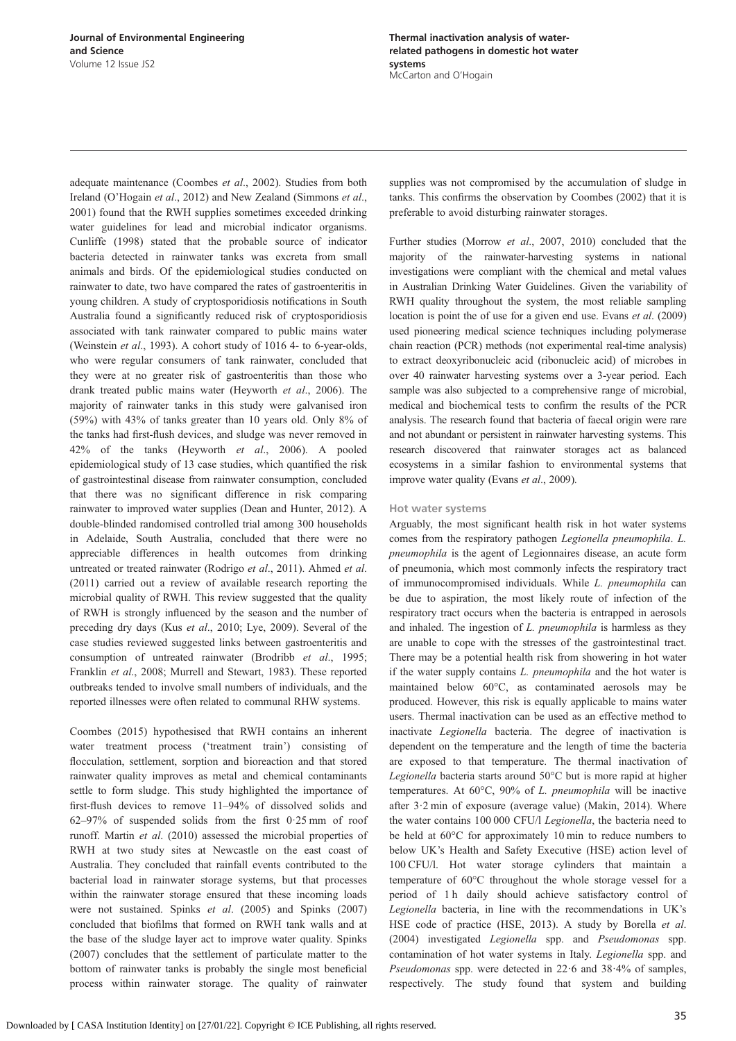adequate maintenance (Coombes *et al*., 2002). Studies from both Ireland (O'Hogain *et al*., 2012) and New Zealand (Simmons *et al*., 2001) found that the RWH supplies sometimes exceeded drinking water guidelines for lead and microbial indicator organisms. Cunliffe (1998) stated that the probable source of indicator bacteria detected in rainwater tanks was excreta from small animals and birds. Of the epidemiological studies conducted on rainwater to date, two have compared the rates of gastroenteritis in young children. A study of cryptosporidiosis notifications in South Australia found a significantly reduced risk of cryptosporidiosis associated with tank rainwater compared to public mains water (Weinstein *et al*., 1993). A cohort study of 1016 4- to 6-year-olds, who were regular consumers of tank rainwater, concluded that they were at no greater risk of gastroenteritis than those who drank treated public mains water (Heyworth *et al*., 2006). The majority of rainwater tanks in this study were galvanised iron (59%) with 43% of tanks greater than 10 years old. Only 8% of the tanks had first-flush devices, and sludge was never removed in 42% of the tanks (Heyworth *et al*., 2006). A pooled epidemiological study of 13 case studies, which quantified the risk of gastrointestinal disease from rainwater consumption, concluded that there was no significant difference in risk comparing rainwater to improved water supplies (Dean and Hunter, 2012). A double-blinded randomised controlled trial among 300 households in Adelaide, South Australia, concluded that there were no appreciable differences in health outcomes from drinking untreated or treated rainwater (Rodrigo *et al*., 2011). Ahmed *et al*. (2011) carried out a review of available research reporting the microbial quality of RWH. This review suggested that the quality of RWH is strongly influenced by the season and the number of preceding dry days (Kus *et al*., 2010; Lye, 2009). Several of the case studies reviewed suggested links between gastroenteritis and consumption of untreated rainwater (Brodribb *et al*., 1995; Franklin *et al*., 2008; Murrell and Stewart, 1983). These reported outbreaks tended to involve small numbers of individuals, and the reported illnesses were often related to communal RHW systems.

Coombes (2015) hypothesised that RWH contains an inherent water treatment process ('treatment train') consisting of flocculation, settlement, sorption and bioreaction and that stored rainwater quality improves as metal and chemical contaminants settle to form sludge. This study highlighted the importance of first-flush devices to remove 11–94% of dissolved solids and 62–97% of suspended solids from the first 0·25 mm of roof runoff. Martin *et al*. (2010) assessed the microbial properties of RWH at two study sites at Newcastle on the east coast of Australia. They concluded that rainfall events contributed to the bacterial load in rainwater storage systems, but that processes within the rainwater storage ensured that these incoming loads were not sustained. Spinks *et al*. (2005) and Spinks (2007) concluded that biofilms that formed on RWH tank walls and at the base of the sludge layer act to improve water quality. Spinks (2007) concludes that the settlement of particulate matter to the bottom of rainwater tanks is probably the single most beneficial process within rainwater storage. The quality of rainwater supplies was not compromised by the accumulation of sludge in tanks. This confirms the observation by Coombes (2002) that it is preferable to avoid disturbing rainwater storages.

Further studies (Morrow *et al*., 2007, 2010) concluded that the majority of the rainwater-harvesting systems in national investigations were compliant with the chemical and metal values in Australian Drinking Water Guidelines. Given the variability of RWH quality throughout the system, the most reliable sampling location is point the of use for a given end use. Evans *et al*. (2009) used pioneering medical science techniques including polymerase chain reaction (PCR) methods (not experimental real-time analysis) to extract deoxyribonucleic acid (ribonucleic acid) of microbes in over 40 rainwater harvesting systems over a 3-year period. Each sample was also subjected to a comprehensive range of microbial, medical and biochemical tests to confirm the results of the PCR analysis. The research found that bacteria of faecal origin were rare and not abundant or persistent in rainwater harvesting systems. This research discovered that rainwater storages act as balanced ecosystems in a similar fashion to environmental systems that improve water quality (Evans *et al*., 2009).

### Hot water systems

Arguably, the most significant health risk in hot water systems comes from the respiratory pathogen *Legionella pneumophilia*. *L. pneumophila* is the agent of Legionnaires disease, an acute form of pneumonia, which most commonly infects the respiratory tract of immunocompromised individuals. While *L. pneumophila* can be due to aspiration, the most likely route of infection of the respiratory tract occurs when the bacteria is entrapped in aerosols and inhaled. The ingestion of *L. pneumophila* is harmless as they are unable to cope with the stresses of the gastrointestinal tract. There may be a potential health risk from showering in hot water if the water supply contains *L. pneumophila* and the hot water is maintained below 60°C, as contaminated aerosols may be produced. However, this risk is equally applicable to mains water users. Thermal inactivation can be used as an effective method to inactivate *Legionella* bacteria. The degree of inactivation is dependent on the temperature and the length of time the bacteria are exposed to that temperature. The thermal inactivation of *Legionella* bacteria starts around 50°C but is more rapid at higher temperatures. At 60°C, 90% of *L. pneumophila* will be inactive after 3·2 min of exposure (average value) (Makin, 2014). Where the water contains 100 000 CFU/l *Legionella*, the bacteria need to be held at 60°C for approximately 10 min to reduce numbers to below UK's Health and Safety Executive (HSE) action level of 100 CFU/l. Hot water storage cylinders that maintain a temperature of 60°C throughout the whole storage vessel for a period of 1 h daily should achieve satisfactory control of *Legionella* bacteria, in line with the recommendations in UK's HSE code of practice (HSE, 2013). A study by Borella *et al*. (2004) investigated *Legionella* spp. and *Pseudomonas* spp. contamination of hot water systems in Italy. *Legionella* spp. and *Pseudomonas* spp. were detected in 22·6 and 38·4% of samples, respectively. The study found that system and building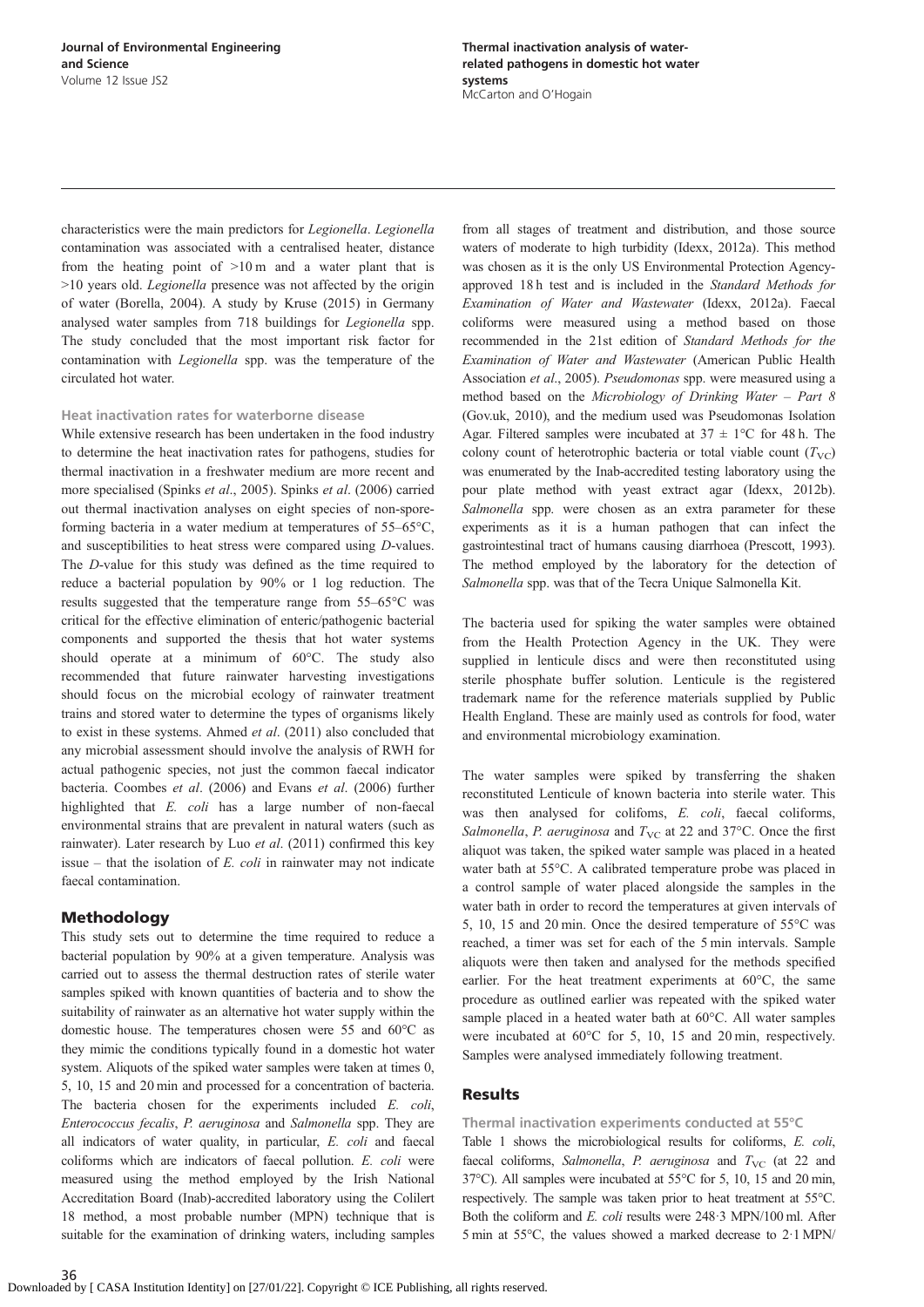characteristics were the main predictors for *Legionella*. *Legionella* contamination was associated with a centralised heater, distance from the heating point of >10 m and a water plant that is >10 years old. *Legionella* presence was not affected by the origin of water (Borella, 2004). A study by Kruse (2015) in Germany analysed water samples from 718 buildings for *Legionella* spp. The study concluded that the most important risk factor for contamination with *Legionella* spp. was the temperature of the circulated hot water.

### Heat inactivation rates for waterborne disease

While extensive research has been undertaken in the food industry to determine the heat inactivation rates for pathogens, studies for thermal inactivation in a freshwater medium are more recent and more specialised (Spinks *et al*., 2005). Spinks *et al*. (2006) carried out thermal inactivation analyses on eight species of non-spore-forming bacteria in a water medium at temperatures of 55–65°C, and susceptibilities to heat stress were compared using *D*-values. The *D*-value for this study was defined as the time required to reduce a bacterial population by 90% or 1 log reduction. The results suggested that the temperature range from 55–65°C was critical for the effective elimination of enteric/pathogenic bacterial components and supported the thesis that hot water systems should operate at a minimum of 60°C. The study also recommended that future rainwater harvesting investigations should focus on the microbial ecology of rainwater treatment trains and stored water to determine the types of organisms likely to exist in these systems. Ahmed *et al*. (2011) also concluded that any microbial assessment should involve the analysis of RWH for actual pathogenic species, not just the common faecal indicator bacteria. Coombes *et al*. (2006) and Evans *et al*. (2006) further highlighted that *E. coli* has a large number of non-faecal environmental strains that are prevalent in natural waters (such as rainwater). Later research by Luo *et al*. (2011) confirmed this key issue – that the isolation of *E. coli* in rainwater may not indicate faecal contamination.

## Methodology

This study sets out to determine the time required to reduce a bacterial population by 90% at a given temperature. Analysis was carried out to assess the thermal destruction rates of sterile water samples spiked with known quantities of bacteria and to show the suitability of rainwater as an alternative hot water supply within the domestic house. The temperatures chosen were 55 and 60°C as they mimic the conditions typically found in a domestic hot water system. Aliquots of the spiked water samples were taken at times 0, 5, 10, 15 and 20 min and processed for a concentration of bacteria. The bacteria chosen for the experiments included *E. coli*, *Enterococcus fecalis*, *P. aeruginosa* and *Salmonella* spp. They are all indicators of water quality, in particular, *E. coli* and faecal coliforms which are indicators of faecal pollution. *E. coli* were measured using the method employed by the Irish National Accreditation Board (Inab)-accredited laboratory using the Colilert 18 method, a most probable number (MPN) technique that is suitable for the examination of drinking waters, including samples from all stages of treatment and distribution, and those source waters of moderate to high turbidity (Idexx, 2012a). This method was chosen as it is the only US Environmental Protection Agency-approved 18 h test and is included in the *Standard Methods for Examination of Water and Wastewater* (Idexx, 2012a). Faecal coliforms were measured using a method based on those recommended in the 21st edition of *Standard Methods for the Examination of Water and Wastewater* (American Public Health Association *et al*., 2005). *Pseudomonas* spp. were measured using a method based on the *Microbiology of Drinking Water – Part 8* (Gov.uk, 2010), and the medium used was Pseudomonas Isolation Agar. Filtered samples were incubated at 37 ± 1°C for 48 h. The colony count of heterotrophic bacteria or total viable count ($T_{VC}$) was enumerated by the Inab-accredited testing laboratory using the pour plate method with yeast extract agar (Idexx, 2012b). *Salmonella* spp. were chosen as an extra parameter for these experiments as it is a human pathogen that can infect the gastrointestinal tract of humans causing diarrhoea (Prescott, 1993). The method employed by the laboratory for the detection of *Salmonella* spp. was that of the Tecra Unique Salmonella Kit.

The bacteria used for spiking the water samples were obtained from the Health Protection Agency in the UK. They were supplied in lenticule discs and were then reconstituted using sterile phosphate buffer solution. Lenticule is the registered trademark name for the reference materials supplied by Public Health England. These are mainly used as controls for food, water and environmental microbiology examination.

The water samples were spiked by transferring the shaken reconstituted Lenticule of known bacteria into sterile water. This was then analysed for colifoms, *E. coli*, faecal coliforms, *Salmonella*, *P. aeruginosa* and $T_{VC}$ at 22 and 37°C. Once the first aliquot was taken, the spiked water sample was placed in a heated water bath at 55°C. A calibrated temperature probe was placed in a control sample of water placed alongside the samples in the water bath in order to record the temperatures at given intervals of 5, 10, 15 and 20 min. Once the desired temperature of 55°C was reached, a timer was set for each of the 5 min intervals. Sample aliquots were then taken and analysed for the methods specified earlier. For the heat treatment experiments at 60°C, the same procedure as outlined earlier was repeated with the spiked water sample placed in a heated water bath at 60°C. All water samples were incubated at 60°C for 5, 10, 15 and 20 min, respectively. Samples were analysed immediately following treatment.

## Results

### Thermal inactivation experiments conducted at 55°C

Table 1 shows the microbiological results for coliforms, *E. coli*, faecal coliforms, *Salmonella*, *P. aeruginosa* and $T_{VC}$ (at 22 and 37°C). All samples were incubated at 55°C for 5, 10, 15 and 20 min, respectively. The sample was taken prior to heat treatment at 55°C. Both the coliform and *E. coli* results were 248·3 MPN/100 ml. After 5 min at 55°C, the values showed a marked decrease to 2·1 MPN/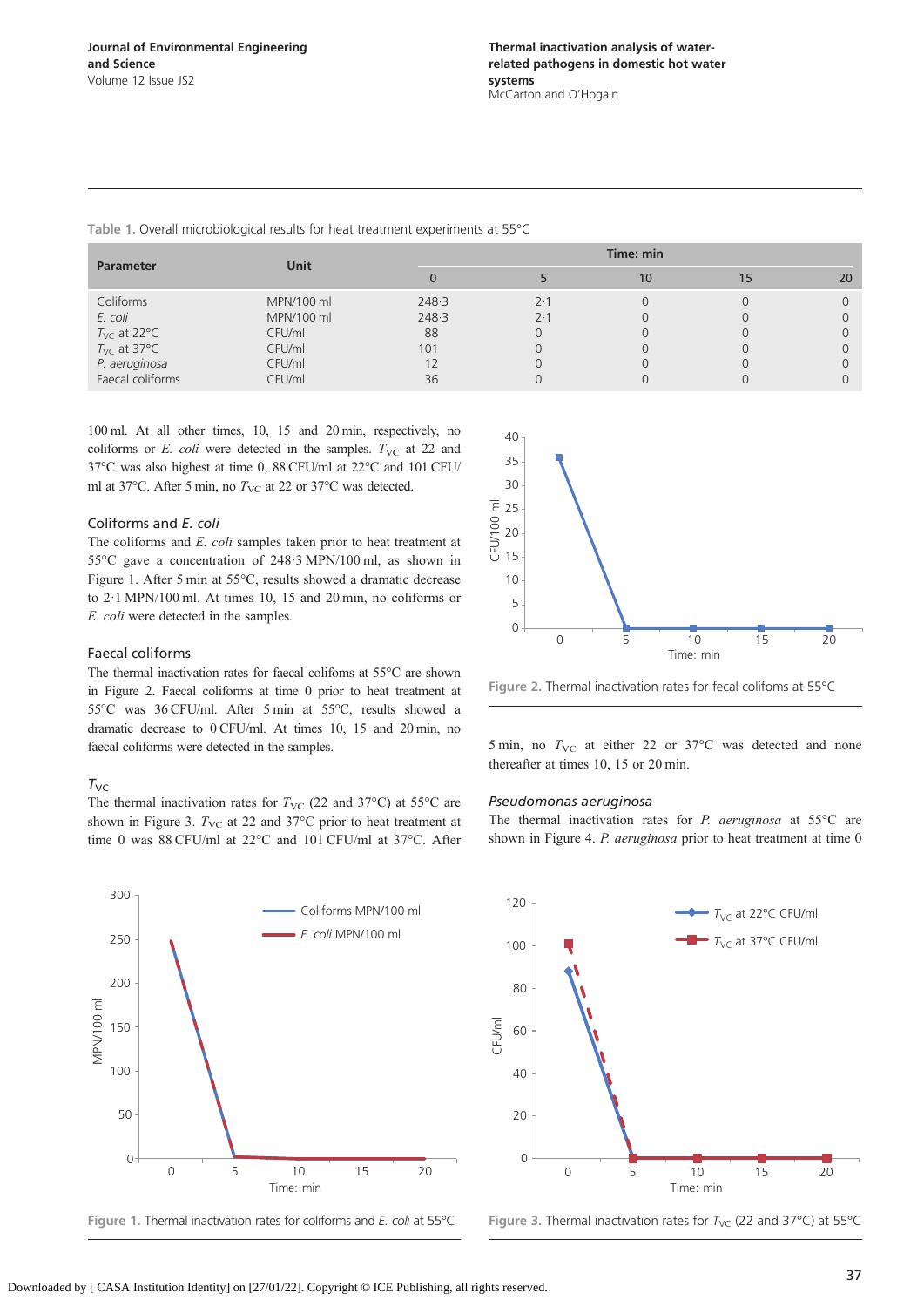Table 1. Overall microbiological results for heat treatment experiments at 55°C

| Parameter | Unit | Time: min | | | | |
|---|---|---|---|---|---|---|
| | | 0 | 5 | 10 | 15 | 20 |
| Coliforms | MPN/100 ml | 248·3 | 2·1 | 0 | 0 | 0 |
| *E. coli* | MPN/100 ml | 248·3 | 2·1 | 0 | 0 | 0 |
| $T_{VC}$ at 22°C | CFU/ml | 88 | 0 | 0 | 0 | 0 |
| $T_{VC}$ at 37°C | CFU/ml | 101 | 0 | 0 | 0 | 0 |
| *P. aeruginosa* | CFU/ml | 12 | 0 | 0 | 0 | 0 |
| Faecal coliforms | CFU/ml | 36 | 0 | 0 | 0 | 0 |

100 ml. At all other times, 10, 15 and 20 min, respectively, no coliforms or *E. coli* were detected in the samples. $T_{VC}$ at 22 and 37°C was also highest at time 0, 88 CFU/ml at 22°C and 101 CFU/ml at 37°C. After 5 min, no $T_{VC}$ at 22 or 37°C was detected.

### Coliforms and *E. coli*

The coliforms and *E. coli* samples taken prior to heat treatment at 55°C gave a concentration of 248·3 MPN/100 ml, as shown in Figure 1. After 5 min at 55°C, results showed a dramatic decrease to 2·1 MPN/100 ml. At times 10, 15 and 20 min, no coliforms or *E. coli* were detected in the samples.

### Faecal coliforms

The thermal inactivation rates for faecal colifoms at 55°C are shown in Figure 2. Faecal coliforms at time 0 prior to heat treatment at 55°C was 36 CFU/ml. After 5 min at 55°C, results showed a dramatic decrease to 0 CFU/ml. At times 10, 15 and 20 min, no faecal coliforms were detected in the samples.

Figure 2. Thermal inactivation rates for fecal colifoms at 55°C

### $T_{VC}$

The thermal inactivation rates for $T_{VC}$ (22 and 37°C) at 55°C are shown in Figure 3. $T_{VC}$ at 22 and 37°C prior to heat treatment at time 0 was 88 CFU/ml at 22°C and 101 CFU/ml at 37°C. After 5 min, no $T_{VC}$ at either 22 or 37°C was detected and none thereafter at times 10, 15 or 20 min.

### *Pseudomonas aeruginosa*

The thermal inactivation rates for *P. aeruginosa* at 55°C are shown in Figure 4. *P. aeruginosa* prior to heat treatment at time 0

Figure 1. Thermal inactivation rates for coliforms and *E. coli* at 55°C

Figure 3. Thermal inactivation rates for $T_{VC}$ (22 and 37°C) at 55°C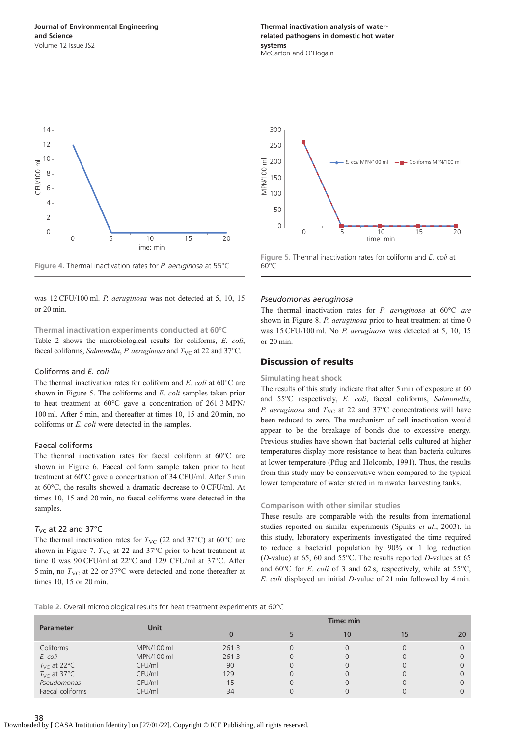Figure 4. Thermal inactivation rates for *P. aeruginosa* at 55°C

Figure 5. Thermal inactivation rates for coliform and *E. coli* at 60°C

was 12 CFU/100 ml. *P. aeruginosa* was not detected at 5, 10, 15 or 20 min.

### Thermal inactivation experiments conducted at 60°C

Table 2 shows the microbiological results for coliforms, *E. coli*, faecal coliforms, *Salmonella*, *P. aeruginosa* and $T_{VC}$ at 22 and 37°C.

#### Coliforms and *E. coli*

The thermal inactivation rates for coliform and *E. coli* at 60°C are shown in Figure 5. The coliforms and *E. coli* samples taken prior to heat treatment at 60°C gave a concentration of 261·3 MPN/100 ml. After 5 min, and thereafter at times 10, 15 and 20 min, no coliforms or *E. coli* were detected in the samples.

#### Faecal coliforms

The thermal inactivation rates for faecal coliform at 60°C are shown in Figure 6. Faecal coliform sample taken prior to heat treatment at 60°C gave a concentration of 34 CFU/ml. After 5 min at 60°C, the results showed a dramatic decrease to 0 CFU/ml. At times 10, 15 and 20 min, no faecal coliforms were detected in the samples.

#### $T_{VC}$ at 22 and 37°C

The thermal inactivation rates for $T_{VC}$ (22 and 37°C) at 60°C are shown in Figure 7. $T_{VC}$ at 22 and 37°C prior to heat treatment at time 0 was 90 CFU/ml at 22°C and 129 CFU/ml at 37°C. After 5 min, no $T_{VC}$ at 22 or 37°C were detected and none thereafter at times 10, 15 or 20 min.

#### *Pseudomonas aeruginosa*

The thermal inactivation rates for *P. aeruginosa* at 60°C *are* shown in Figure 8. *P. aeruginosa* prior to heat treatment at time 0 was 15 CFU/100 ml. No *P. aeruginosa* was detected at 5, 10, 15 or 20 min.

## Discussion of results

### Simulating heat shock

The results of this study indicate that after 5 min of exposure at 60 and 55°C respectively, *E. coli*, faecal coliforms, *Salmonella*, *P. aeruginosa* and $T_{VC}$ at 22 and 37°C concentrations will have been reduced to zero. The mechanism of cell inactivation would appear to be the breakage of bonds due to excessive energy. Previous studies have shown that bacterial cells cultured at higher temperatures display more resistance to heat than bacteria cultures at lower temperature (Pflug and Holcomb, 1991). Thus, the results from this study may be conservative when compared to the typical lower temperature of water stored in rainwater harvesting tanks.

### Comparison with other similar studies

These results are comparable with the results from international studies reported on similar experiments (Spinks *et al*., 2003). In this study, laboratory experiments investigated the time required to reduce a bacterial population by 90% or 1 log reduction (*D*-value) at 65, 60 and 55°C. The results reported *D*-values at 65 and 60°C for *E. coli* of 3 and 62 s, respectively, while at 55°C, *E. coli* displayed an initial *D*-value of 21 min followed by 4 min.

Table 2. Overall microbiological results for heat treatment experiments at 60°C

| Parameter | Unit | Time: min | | | | |
|---|---|---|---|---|---|---|
| | | 0 | 5 | 10 | 15 | 20 |
| Coliforms | MPN/100 ml | 261·3 | 0 | 0 | 0 | 0 |
| *E. coli* | MPN/100 ml | 261·3 | 0 | 0 | 0 | 0 |
| $T_{VC}$ at 22°C | CFU/ml | 90 | 0 | 0 | 0 | 0 |
| $T_{VC}$ at 37°C | CFU/ml | 129 | 0 | 0 | 0 | 0 |
| *Pseudomonas* | CFU/ml | 15 | 0 | 0 | 0 | 0 |
| Faecal coliforms | CFU/ml | 34 | 0 | 0 | 0 | 0 |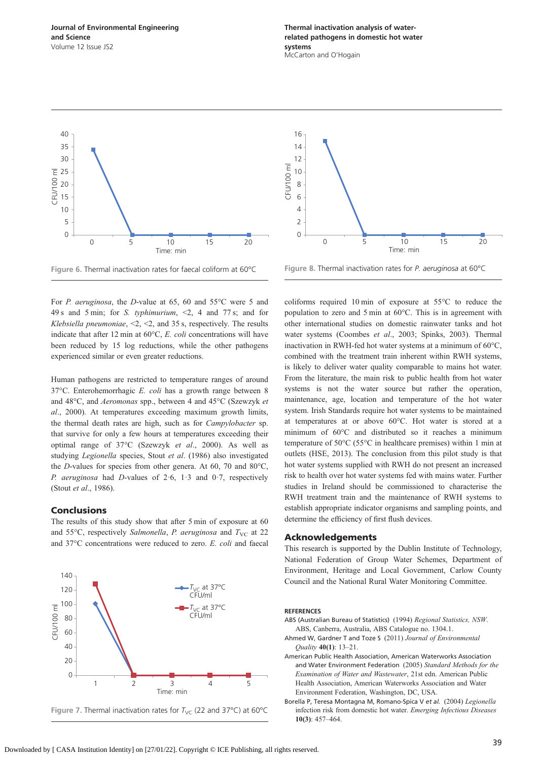Figure 6. Thermal inactivation rates for faecal coliform at 60°C

Figure 8. Thermal inactivation rates for *P. aeruginosa* at 60°C

For *P. aeruginosa*, the *D*-value at 65, 60 and 55°C were 5 and 49 s and 5 min; for *S. typhimurium*, <2, 4 and 77 s; and for *Klebsiella pneumoniae*, <2, <2, and 35 s, respectively. The results indicate that after 12 min at 60°C, *E. coli* concentrations will have been reduced by 15 log reductions, while the other pathogens experienced similar or even greater reductions.

Human pathogens are restricted to temperature ranges of around 37°C. Enterohemorrhagic *E. coli* has a growth range between 8 and 48°C, and *Aeromonas* spp., between 4 and 45°C (Szewzyk *et al*., 2000). At temperatures exceeding maximum growth limits, the thermal death rates are high, such as for *Campylobacter* sp. that survive for only a few hours at temperatures exceeding their optimal range of 37°C (Szewzyk *et al*., 2000). As well as studying *Legionella* species, Stout *et al*. (1986) also investigated the *D*-values for species from other genera. At 60, 70 and 80°C, *P. aeruginosa* had *D*-values of 2·6, 1·3 and 0·7, respectively (Stout *et al*., 1986).

## Conclusions

The results of this study show that after 5 min of exposure at 60 and 55°C, respectively *Salmonella*, *P. aeruginosa* and $T_{VC}$ at 22 and 37°C concentrations were reduced to zero. *E. coli* and faecal coliforms required 10 min of exposure at 55°C to reduce the population to zero and 5 min at 60°C. This is in agreement with other international studies on domestic rainwater tanks and hot water systems (Coombes *et al*., 2003; Spinks, 2003). Thermal inactivation in RWH-fed hot water systems at a minimum of 60°C, combined with the treatment train inherent within RWH systems, is likely to deliver water quality comparable to mains hot water. From the literature, the main risk to public health from hot water systems is not the water source but rather the operation, maintenance, age, location and temperature of the hot water system. Irish Standards require hot water systems to be maintained at temperatures at or above 60°C. Hot water is stored at a minimum of 60°C and distributed so it reaches a minimum temperature of 50°C (55°C in healthcare premises) within 1 min at outlets (HSE, 2013). The conclusion from this pilot study is that hot water systems supplied with RWH do not present an increased risk to health over hot water systems fed with mains water. Further studies in Ireland should be commissioned to characterise the RWH treatment train and the maintenance of RWH systems to establish appropriate indicator organisms and sampling points, and determine the efficiency of first flush devices.

Figure 7. Thermal inactivation rates for $T_{VC}$ (22 and 37°C) at 60°C

## Acknowledgements

This research is supported by the Dublin Institute of Technology, National Federation of Group Water Schemes, Department of Environment, Heritage and Local Government, Carlow County Council and the National Rural Water Monitoring Committee.

### REFERENCES

ABS (Australian Bureau of Statistics) (1994) *Regional Statistics, NSW*. ABS, Canberra, Australia, ABS Catalogue no. 1304.1.

Ahmed W, Gardner T and Toze S (2011) *Journal of Environmental Quality* **40(1)**: 13–21.

American Public Health Association, American Waterworks Association and Water Environment Federation (2005) *Standard Methods for the Examination of Water and Wastewater*, 21st edn. American Public Health Association, American Waterworks Association and Water Environment Federation, Washington, DC, USA.

Borella P, Teresa Montagna M, Romano-Spica V *et al.* (2004) *Legionella* infection risk from domestic hot water. *Emerging Infectious Diseases* **10(3)**: 457–464.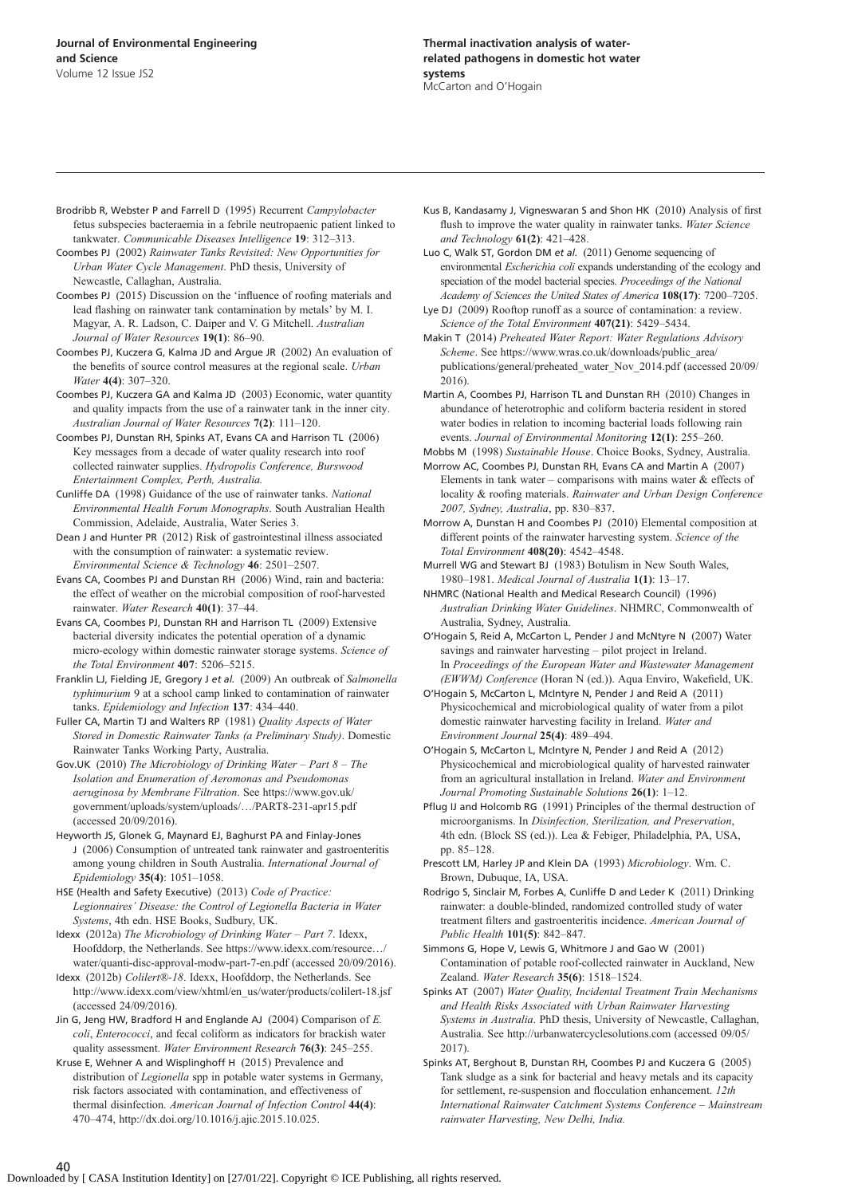Brodribb R, Webster P and Farrell D (1995) Recurrent *Campylobacter* fetus subspecies bacteraemia in a febrile neutropaenic patient linked to tankwater. *Communicable Diseases Intelligence* **19**: 312–313.

Coombes PJ (2002) *Rainwater Tanks Revisited: New Opportunities for Urban Water Cycle Management*. PhD thesis, University of Newcastle, Callaghan, Australia.

Coombes PJ (2015) Discussion on the 'influence of roofing materials and lead flashing on rainwater tank contamination by metals' by M. I. Magyar, A. R. Ladson, C. Daiper and V. G Mitchell. *Australian Journal of Water Resources* **19(1)**: 86–90.

Coombes PJ, Kuczera G, Kalma JD and Argue JR (2002) An evaluation of the benefits of source control measures at the regional scale. *Urban Water* **4(4)**: 307–320.

Coombes PJ, Kuczera GA and Kalma JD (2003) Economic, water quantity and quality impacts from the use of a rainwater tank in the inner city. *Australian Journal of Water Resources* **7(2)**: 111–120.

Coombes PJ, Dunstan RH, Spinks AT, Evans CA and Harrison TL (2006) Key messages from a decade of water quality research into roof collected rainwater supplies. *Hydropolis Conference, Burswood Entertainment Complex, Perth, Australia.*

Cunliffe DA (1998) Guidance of the use of rainwater tanks. *National Environmental Health Forum Monographs*. South Australian Health Commission, Adelaide, Australia, Water Series 3.

Dean J and Hunter PR (2012) Risk of gastrointestinal illness associated with the consumption of rainwater: a systematic review. *Environmental Science & Technology* **46**: 2501–2507.

Evans CA, Coombes PJ and Dunstan RH (2006) Wind, rain and bacteria: the effect of weather on the microbial composition of roof-harvested rainwater. *Water Research* **40(1)**: 37–44.

Evans CA, Coombes PJ, Dunstan RH and Harrison TL (2009) Extensive bacterial diversity indicates the potential operation of a dynamic micro-ecology within domestic rainwater storage systems. *Science of the Total Environment* **407**: 5206–5215.

Franklin LJ, Fielding JE, Gregory J *et al.* (2009) An outbreak of *Salmonella typhimurium* 9 at a school camp linked to contamination of rainwater tanks. *Epidemiology and Infection* **137**: 434–440.

Fuller CA, Martin TJ and Walters RP (1981) *Quality Aspects of Water Stored in Domestic Rainwater Tanks (a Preliminary Study)*. Domestic Rainwater Tanks Working Party, Australia.

Gov.UK (2010) *The Microbiology of Drinking Water – Part 8 – The Isolation and Enumeration of Aeromonas and Pseudomonas aeruginosa by Membrane Filtration*. See https://www.gov.uk/government/uploads/system/uploads/…/PART8-231-apr15.pdf (accessed 20/09/2016).

Heyworth JS, Glonek G, Maynard EJ, Baghurst PA and Finlay-Jones J (2006) Consumption of untreated tank rainwater and gastroenteritis among young children in South Australia. *International Journal of Epidemiology* **35(4)**: 1051–1058.

HSE (Health and Safety Executive) (2013) *Code of Practice: Legionnaires' Disease: the Control of Legionella Bacteria in Water Systems*, 4th edn. HSE Books, Sudbury, UK.

Idexx (2012a) *The Microbiology of Drinking Water – Part 7*. Idexx, Hoofddorp, the Netherlands. See https://www.idexx.com/resource…/water/quanti-disc-approval-modw-part-7-en.pdf (accessed 20/09/2016).

Idexx (2012b) *Colilert®-18*. Idexx, Hoofddorp, the Netherlands. See http://www.idexx.com/view/xhtml/en_us/water/products/colilert-18.jsf (accessed 24/09/2016).

Jin G, Jeng HW, Bradford H and Englande AJ (2004) Comparison of *E. coli*, *Enterococci*, and fecal coliform as indicators for brackish water quality assessment. *Water Environment Research* **76(3)**: 245–255.

Kruse E, Wehner A and Wisplinghoff H (2015) Prevalence and distribution of *Legionella* spp in potable water systems in Germany, risk factors associated with contamination, and effectiveness of thermal disinfection. *American Journal of Infection Control* **44(4)**: 470–474, http://dx.doi.org/10.1016/j.ajic.2015.10.025.

Kus B, Kandasamy J, Vigneswaran S and Shon HK (2010) Analysis of first flush to improve the water quality in rainwater tanks. *Water Science and Technology* **61(2)**: 421–428.

Luo C, Walk ST, Gordon DM *et al.* (2011) Genome sequencing of environmental *Escherichia coli* expands understanding of the ecology and speciation of the model bacterial species. *Proceedings of the National Academy of Sciences the United States of America* **108(17)**: 7200–7205.

Lye DJ (2009) Rooftop runoff as a source of contamination: a review. *Science of the Total Environment* **407(21)**: 5429–5434.

Makin T (2014) *Preheated Water Report: Water Regulations Advisory Scheme*. See https://www.wras.co.uk/downloads/public_area/publications/general/preheated_water_Nov_2014.pdf (accessed 20/09/2016).

Martin A, Coombes PJ, Harrison TL and Dunstan RH (2010) Changes in abundance of heterotrophic and coliform bacteria resident in stored water bodies in relation to incoming bacterial loads following rain events. *Journal of Environmental Monitoring* **12(1)**: 255–260.

Mobbs M (1998) *Sustainable House*. Choice Books, Sydney, Australia.

Morrow AC, Coombes PJ, Dunstan RH, Evans CA and Martin A (2007) Elements in tank water – comparisons with mains water & effects of locality & roofing materials. *Rainwater and Urban Design Conference 2007, Sydney, Australia*, pp. 830–837.

Morrow A, Dunstan H and Coombes PJ (2010) Elemental composition at different points of the rainwater harvesting system. *Science of the Total Environment* **408(20)**: 4542–4548.

Murrell WG and Stewart BJ (1983) Botulism in New South Wales, 1980–1981. *Medical Journal of Australia* **1(1)**: 13–17.

NHMRC (National Health and Medical Research Council) (1996) *Australian Drinking Water Guidelines*. NHMRC, Commonwealth of Australia, Sydney, Australia.

O'Hogain S, Reid A, McCarton L, Pender J and McNtyre N (2007) Water savings and rainwater harvesting – pilot project in Ireland. In *Proceedings of the European Water and Wastewater Management (EWWM) Conference* (Horan N (ed.)). Aqua Enviro, Wakefield, UK.

O'Hogain S, McCarton L, McIntyre N, Pender J and Reid A (2011) Physicochemical and microbiological quality of water from a pilot domestic rainwater harvesting facility in Ireland. *Water and Environment Journal* **25(4)**: 489–494.

O'Hogain S, McCarton L, McIntyre N, Pender J and Reid A (2012) Physicochemical and microbiological quality of harvested rainwater from an agricultural installation in Ireland. *Water and Environment Journal Promoting Sustainable Solutions* **26(1)**: 1–12.

Pflug IJ and Holcomb RG (1991) Principles of the thermal destruction of microorganisms. In *Disinfection, Sterilization, and Preservation*, 4th edn. (Block SS (ed.)). Lea & Febiger, Philadelphia, PA, USA, pp. 85–128.

Prescott LM, Harley JP and Klein DA (1993) *Microbiology*. Wm. C. Brown, Dubuque, IA, USA.

Rodrigo S, Sinclair M, Forbes A, Cunliffe D and Leder K (2011) Drinking rainwater: a double-blinded, randomized controlled study of water treatment filters and gastroenteritis incidence. *American Journal of Public Health* **101(5)**: 842–847.

Simmons G, Hope V, Lewis G, Whitmore J and Gao W (2001) Contamination of potable roof-collected rainwater in Auckland, New Zealand. *Water Research* **35(6)**: 1518–1524.

Spinks AT (2007) *Water Quality, Incidental Treatment Train Mechanisms and Health Risks Associated with Urban Rainwater Harvesting Systems in Australia*. PhD thesis, University of Newcastle, Callaghan, Australia. See http://urbanwatercyclesolutions.com (accessed 09/05/2017).

Spinks AT, Berghout B, Dunstan RH, Coombes PJ and Kuczera G (2005) Tank sludge as a sink for bacterial and heavy metals and its capacity for settlement, re-suspension and flocculation enhancement. *12th International Rainwater Catchment Systems Conference – Mainstream rainwater Harvesting, New Delhi, India.*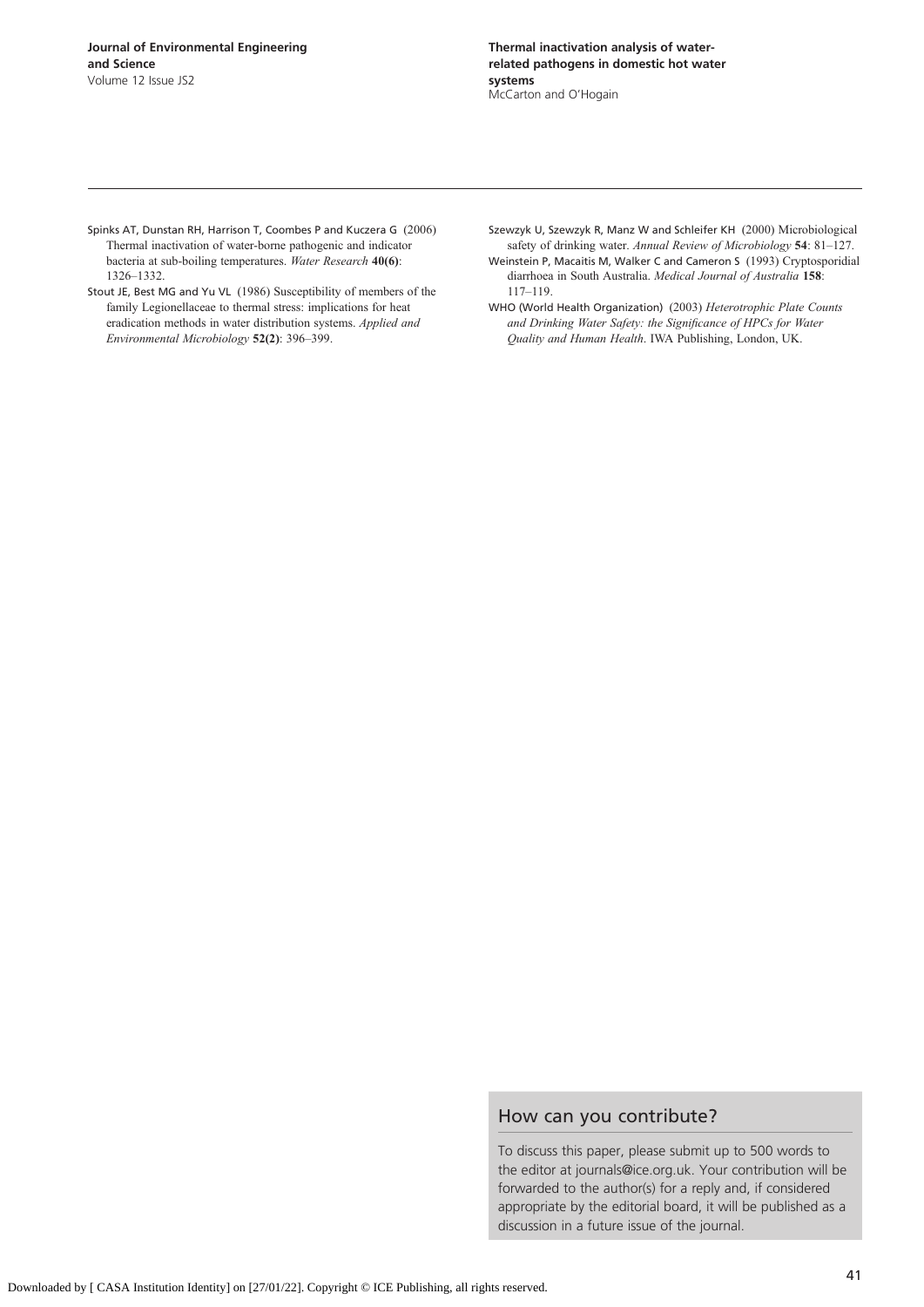Spinks AT, Dunstan RH, Harrison T, Coombes P and Kuczera G (2006) Thermal inactivation of water-borne pathogenic and indicator bacteria at sub-boiling temperatures. *Water Research* **40(6)**: 1326–1332.

Stout JE, Best MG and Yu VL (1986) Susceptibility of members of the family Legionellaceae to thermal stress: implications for heat eradication methods in water distribution systems. *Applied and Environmental Microbiology* **52(2)**: 396–399.

Szewzyk U, Szewzyk R, Manz W and Schleifer KH (2000) Microbiological safety of drinking water. *Annual Review of Microbiology* **54**: 81–127.

Weinstein P, Macaitis M, Walker C and Cameron S (1993) Cryptosporidial diarrhoea in South Australia. *Medical Journal of Australia* **158**: 117–119.

WHO (World Health Organization) (2003) *Heterotrophic Plate Counts and Drinking Water Safety: the Significance of HPCs for Water Quality and Human Health*. IWA Publishing, London, UK.

## How can you contribute?

To discuss this paper, please submit up to 500 words to the editor at journals@ice.org.uk. Your contribution will be forwarded to the author(s) for a reply and, if considered appropriate by the editorial board, it will be published as a discussion in a future issue of the journal.